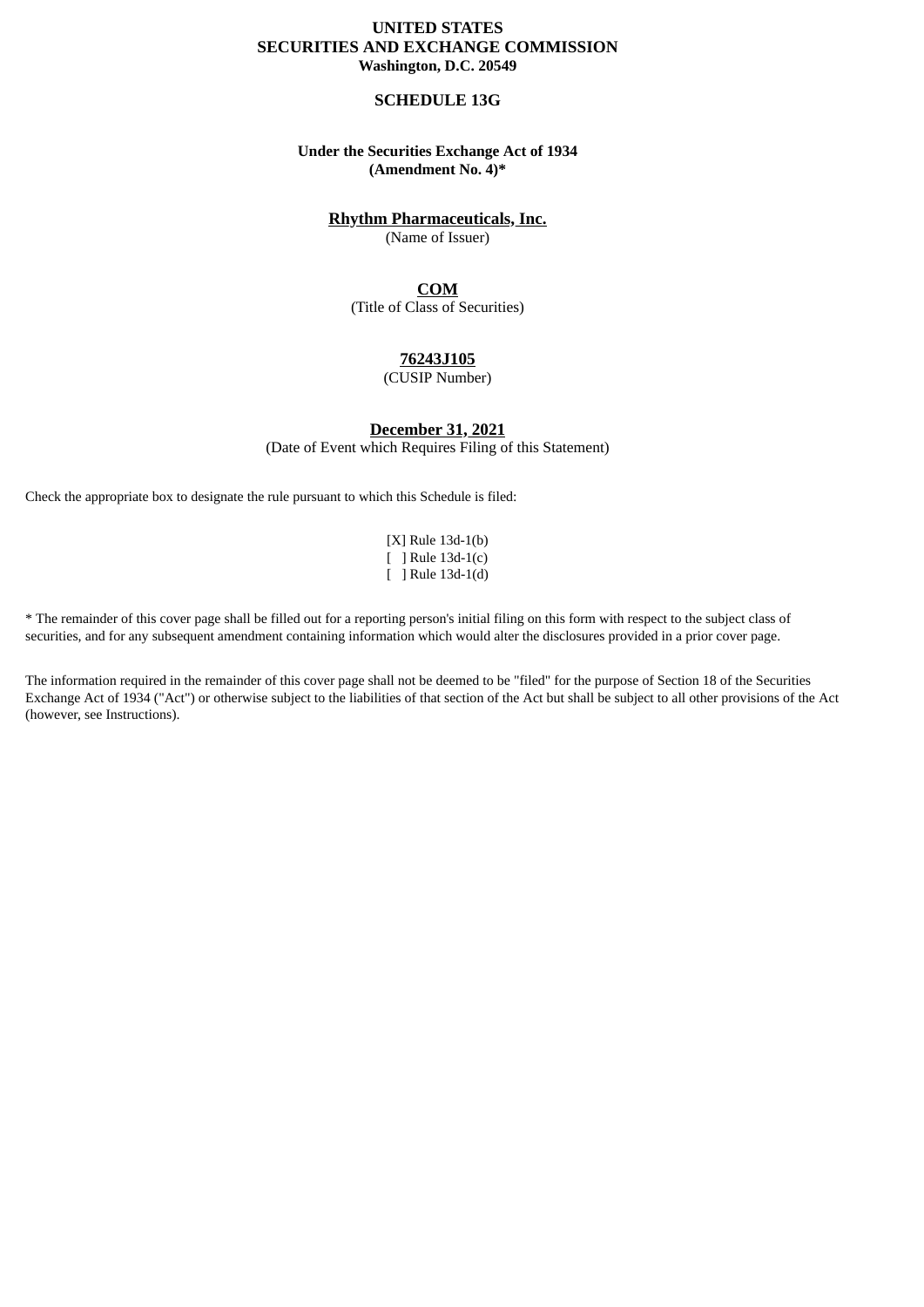**UNITED STATES**
**SECURITIES AND EXCHANGE COMMISSION**
**Washington, D.C. 20549**

# SCHEDULE 13G

**Under the Securities Exchange Act of 1934**
**(Amendment No. 4)***

**Rhythm Pharmaceuticals, Inc.**
(Name of Issuer)

**COM**
(Title of Class of Securities)

**76243J105**
(CUSIP Number)

**December 31, 2021**
(Date of Event which Requires Filing of this Statement)

Check the appropriate box to designate the rule pursuant to which this Schedule is filed:

[X] Rule 13d-1(b)
[ ] Rule 13d-1(c)
[ ] Rule 13d-1(d)

* The remainder of this cover page shall be filled out for a reporting person's initial filing on this form with respect to the subject class of securities, and for any subsequent amendment containing information which would alter the disclosures provided in a prior cover page.

The information required in the remainder of this cover page shall not be deemed to be "filed" for the purpose of Section 18 of the Securities Exchange Act of 1934 ("Act") or otherwise subject to the liabilities of that section of the Act but shall be subject to all other provisions of the Act (however, see Instructions).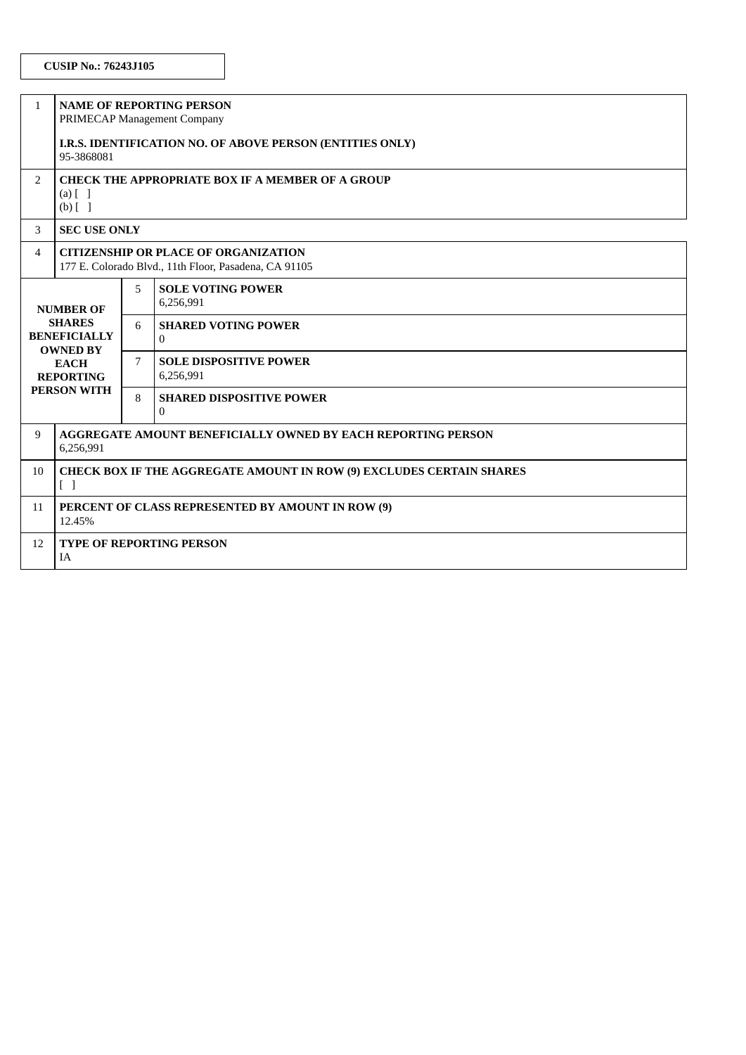**CUSIP No.: 76243J105**

| | | | |
|---|---|---|---|
| 1 | **NAME OF REPORTING PERSON**<br>PRIMECAP Management Company<br><br>**I.R.S. IDENTIFICATION NO. OF ABOVE PERSON (ENTITIES ONLY)**<br>95-3868081 | | |
| 2 | **CHECK THE APPROPRIATE BOX IF A MEMBER OF A GROUP**<br>(a) [ ]<br>(b) [ ] | | |
| 3 | **SEC USE ONLY** | | |
| 4 | **CITIZENSHIP OR PLACE OF ORGANIZATION**<br>177 E. Colorado Blvd., 11th Floor, Pasadena, CA 91105 | | |
| **NUMBER OF SHARES BENEFICIALLY OWNED BY EACH REPORTING PERSON WITH** | | 5 | **SOLE VOTING POWER**<br>6,256,991 |
| | | 6 | **SHARED VOTING POWER**<br>0 |
| | | 7 | **SOLE DISPOSITIVE POWER**<br>6,256,991 |
| | | 8 | **SHARED DISPOSITIVE POWER**<br>0 |
| 9 | **AGGREGATE AMOUNT BENEFICIALLY OWNED BY EACH REPORTING PERSON**<br>6,256,991 | | |
| 10 | **CHECK BOX IF THE AGGREGATE AMOUNT IN ROW (9) EXCLUDES CERTAIN SHARES**<br>[ ] | | |
| 11 | **PERCENT OF CLASS REPRESENTED BY AMOUNT IN ROW (9)**<br>12.45% | | |
| 12 | **TYPE OF REPORTING PERSON**<br>IA | | |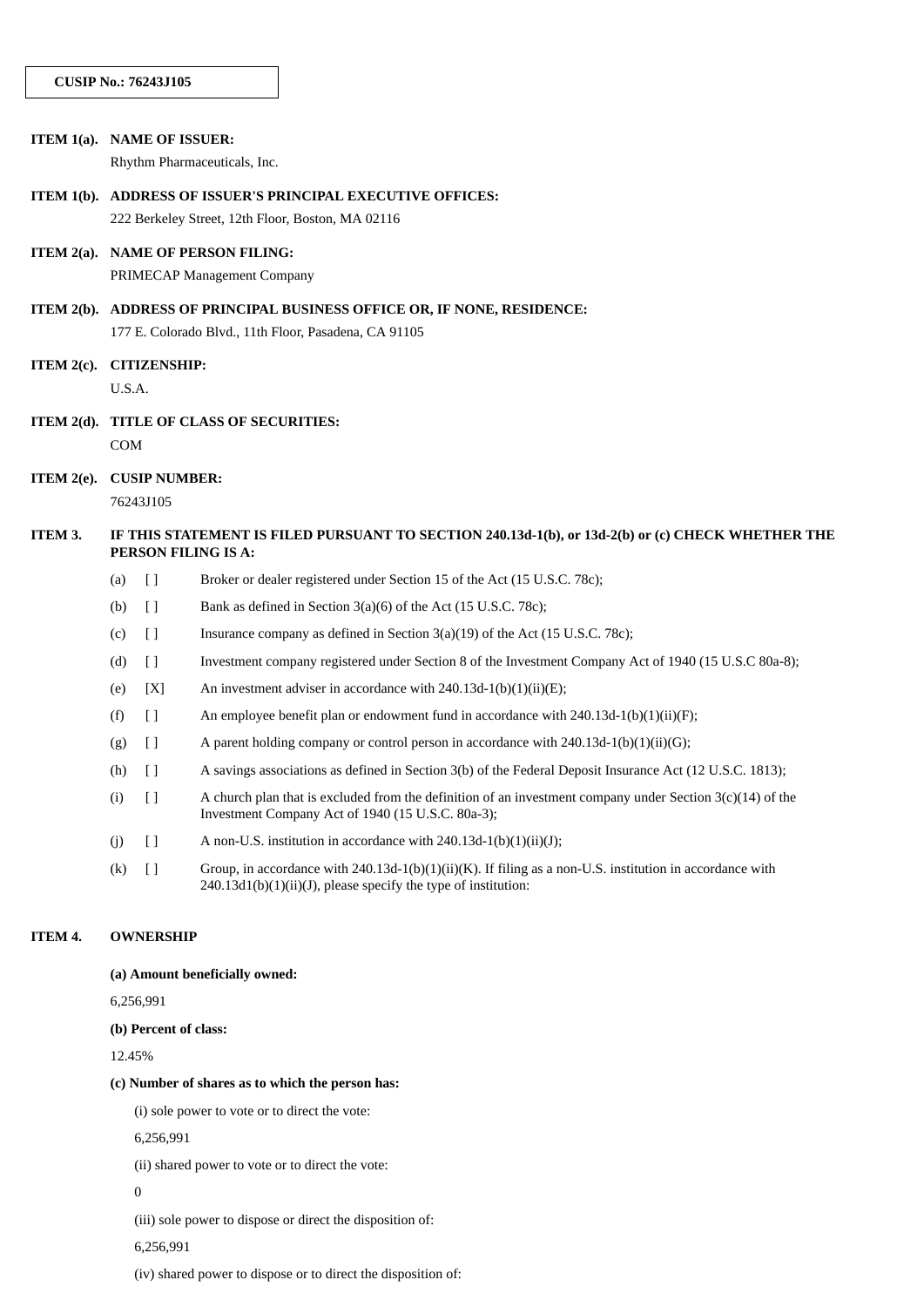**CUSIP No.: 76243J105**

**ITEM 1(a). NAME OF ISSUER:**

Rhythm Pharmaceuticals, Inc.

**ITEM 1(b). ADDRESS OF ISSUER'S PRINCIPAL EXECUTIVE OFFICES:**

222 Berkeley Street, 12th Floor, Boston, MA 02116

**ITEM 2(a). NAME OF PERSON FILING:**

PRIMECAP Management Company

**ITEM 2(b). ADDRESS OF PRINCIPAL BUSINESS OFFICE OR, IF NONE, RESIDENCE:**

177 E. Colorado Blvd., 11th Floor, Pasadena, CA 91105

**ITEM 2(c). CITIZENSHIP:**

U.S.A.

**ITEM 2(d). TITLE OF CLASS OF SECURITIES:**

COM

**ITEM 2(e). CUSIP NUMBER:**

76243J105

**ITEM 3. IF THIS STATEMENT IS FILED PURSUANT TO SECTION 240.13d-1(b), or 13d-2(b) or (c) CHECK WHETHER THE PERSON FILING IS A:**

(a) [ ] Broker or dealer registered under Section 15 of the Act (15 U.S.C. 78c);

(b) [ ] Bank as defined in Section 3(a)(6) of the Act (15 U.S.C. 78c);

(c) [ ] Insurance company as defined in Section 3(a)(19) of the Act (15 U.S.C. 78c);

(d) [ ] Investment company registered under Section 8 of the Investment Company Act of 1940 (15 U.S.C 80a-8);

(e) [X] An investment adviser in accordance with 240.13d-1(b)(1)(ii)(E);

(f) [ ] An employee benefit plan or endowment fund in accordance with 240.13d-1(b)(1)(ii)(F);

(g) [ ] A parent holding company or control person in accordance with 240.13d-1(b)(1)(ii)(G);

(h) [ ] A savings associations as defined in Section 3(b) of the Federal Deposit Insurance Act (12 U.S.C. 1813);

(i) [ ] A church plan that is excluded from the definition of an investment company under Section 3(c)(14) of the Investment Company Act of 1940 (15 U.S.C. 80a-3);

(j) [ ] A non-U.S. institution in accordance with 240.13d-1(b)(1)(ii)(J);

(k) [ ] Group, in accordance with 240.13d-1(b)(1)(ii)(K). If filing as a non-U.S. institution in accordance with 240.13d1(b)(1)(ii)(J), please specify the type of institution:

**ITEM 4. OWNERSHIP**

**(a) Amount beneficially owned:**

6,256,991

**(b) Percent of class:**

12.45%

**(c) Number of shares as to which the person has:**

(i) sole power to vote or to direct the vote:

6,256,991

(ii) shared power to vote or to direct the vote:

0

(iii) sole power to dispose or direct the disposition of:

6,256,991

(iv) shared power to dispose or to direct the disposition of: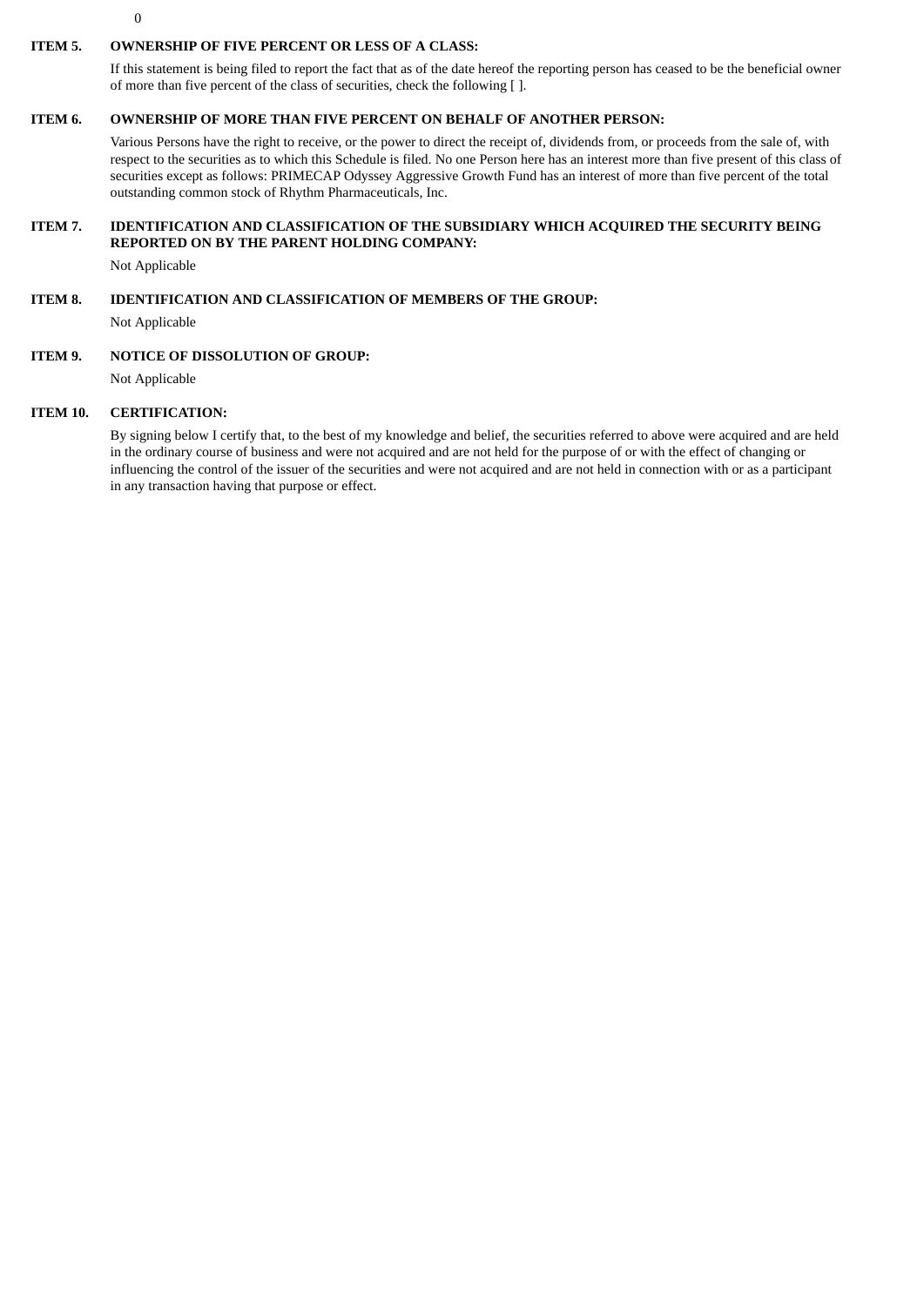0

**ITEM 5. OWNERSHIP OF FIVE PERCENT OR LESS OF A CLASS:**

If this statement is being filed to report the fact that as of the date hereof the reporting person has ceased to be the beneficial owner of more than five percent of the class of securities, check the following [ ].

**ITEM 6. OWNERSHIP OF MORE THAN FIVE PERCENT ON BEHALF OF ANOTHER PERSON:**

Various Persons have the right to receive, or the power to direct the receipt of, dividends from, or proceeds from the sale of, with respect to the securities as to which this Schedule is filed. No one Person here has an interest more than five present of this class of securities except as follows: PRIMECAP Odyssey Aggressive Growth Fund has an interest of more than five percent of the total outstanding common stock of Rhythm Pharmaceuticals, Inc.

**ITEM 7. IDENTIFICATION AND CLASSIFICATION OF THE SUBSIDIARY WHICH ACQUIRED THE SECURITY BEING REPORTED ON BY THE PARENT HOLDING COMPANY:**

Not Applicable

**ITEM 8. IDENTIFICATION AND CLASSIFICATION OF MEMBERS OF THE GROUP:**

Not Applicable

**ITEM 9. NOTICE OF DISSOLUTION OF GROUP:**

Not Applicable

**ITEM 10. CERTIFICATION:**

By signing below I certify that, to the best of my knowledge and belief, the securities referred to above were acquired and are held in the ordinary course of business and were not acquired and are not held for the purpose of or with the effect of changing or influencing the control of the issuer of the securities and were not acquired and are not held in connection with or as a participant in any transaction having that purpose or effect.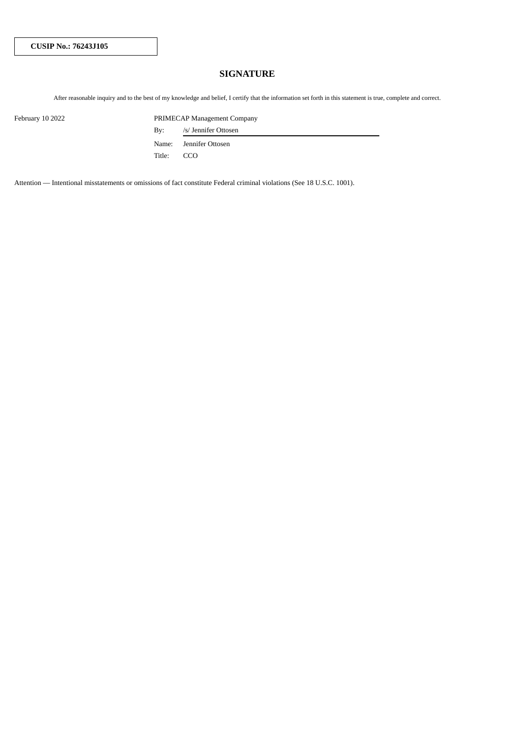**CUSIP No.: 76243J105**

## SIGNATURE

After reasonable inquiry and to the best of my knowledge and belief, I certify that the information set forth in this statement is true, complete and correct.

| | | |
|---|---|---|
| February 10 2022 | PRIMECAP Management Company | |
| | By: | /s/ Jennifer Ottosen |
| | Name: | Jennifer Ottosen |
| | Title: | CCO |

Attention — Intentional misstatements or omissions of fact constitute Federal criminal violations (See 18 U.S.C. 1001).